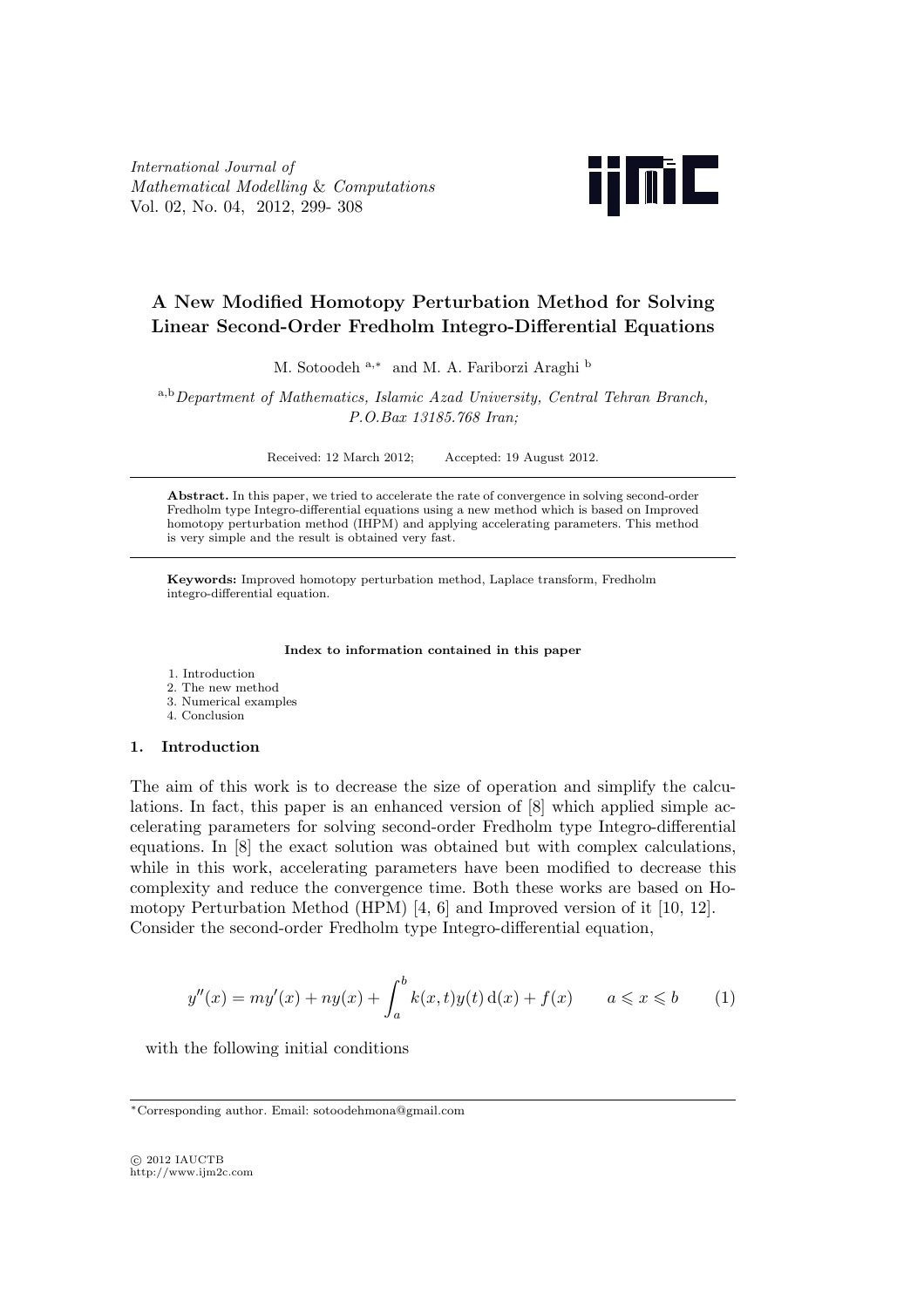# A New Modified Homotopy Perturbation Method for Solving Linear Second-Order Fredholm Integro-Differential Equations

M. Sotoodeh [a,*] and M. A. Fariborzi Araghi [b]

[a,b] *Department of Mathematics, Islamic Azad University, Central Tehran Branch, P.O.Bax 13185.768 Iran;*

Received: 12 March 2012; Accepted: 19 August 2012.

---

**Abstract.** In this paper, we tried to accelerate the rate of convergence in solving second-order Fredholm type Integro-differential equations using a new method which is based on Improved homotopy perturbation method (IHPM) and applying accelerating parameters. This method is very simple and the result is obtained very fast.

---

**Keywords:** Improved homotopy perturbation method, Laplace transform, Fredholm integro-differential equation.

**Index to information contained in this paper**

1. Introduction
2. The new method
3. Numerical examples
4. Conclusion

## 1. Introduction

The aim of this work is to decrease the size of operation and simplify the calculations. In fact, this paper is an enhanced version of [8] which applied simple accelerating parameters for solving second-order Fredholm type Integro-differential equations. In [8] the exact solution was obtained but with complex calculations, while in this work, accelerating parameters have been modified to decrease this complexity and reduce the convergence time. Both these works are based on Homotopy Perturbation Method (HPM) [4, 6] and Improved version of it [10, 12]. Consider the second-order Fredholm type Integro-differential equation,

$$y''(x) = my'(x) + ny(x) + \int_a^b k(x,t)y(t)\,\mathrm{d}(x) + f(x) \qquad a \leqslant x \leqslant b \tag{1}$$

with the following initial conditions

---

*Corresponding author. Email: sotoodehmona@gmail.com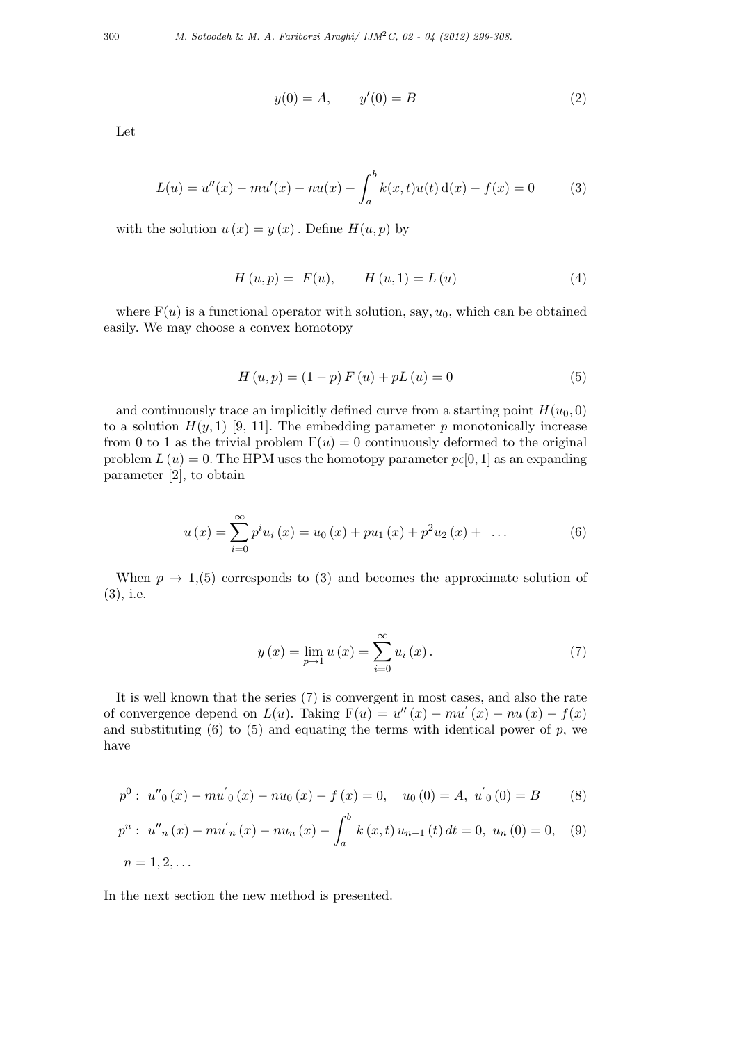$$y(0) = A, \qquad y'(0) = B \tag{2}$$

Let

$$L(u) = u''(x) - mu'(x) - nu(x) - \int_a^b k(x,t)u(t)\,\mathrm{d}(x) - f(x) = 0 \tag{3}$$

with the solution $u(x) = y(x)$. Define $H(u,p)$ by

$$H(u,p) = \ F(u), \qquad H(u,1) = L(u) \tag{4}$$

where $\mathrm{F}(u)$ is a functional operator with solution, say, $u_0$, which can be obtained easily. We may choose a convex homotopy

$$H(u,p) = (1-p)\,F(u) + pL(u) = 0 \tag{5}$$

and continuously trace an implicitly defined curve from a starting point $H(u_0, 0)$ to a solution $H(y, 1)$ [9, 11]. The embedding parameter $p$ monotonically increase from 0 to 1 as the trivial problem $\mathrm{F}(u) = 0$ continuously deformed to the original problem $L(u) = 0$. The HPM uses the homotopy parameter $p\epsilon[0,1]$ as an expanding parameter [2], to obtain

$$u(x) = \sum_{i=0}^{\infty} p^i u_i(x) = u_0(x) + pu_1(x) + p^2 u_2(x) + \ \ldots \tag{6}$$

When $p \to 1$,(5) corresponds to (3) and becomes the approximate solution of (3), i.e.

$$y(x) = \lim_{p \to 1} u(x) = \sum_{i=0}^{\infty} u_i(x). \tag{7}$$

It is well known that the series (7) is convergent in most cases, and also the rate of convergence depend on $L(u)$. Taking $\mathrm{F}(u) = u''(x) - mu'(x) - nu(x) - f(x)$ and substituting (6) to (5) and equating the terms with identical power of $p$, we have

$$p^0: \ u''_0(x) - mu'_0(x) - nu_0(x) - f(x) = 0, \quad u_0(0) = A, \ u'_0(0) = B \tag{8}$$

$$p^n: \ u''_n(x) - mu'_n(x) - nu_n(x) - \int_a^b k(x,t)\,u_{n-1}(t)\,dt = 0, \ u_n(0) = 0, \tag{9}$$

$n = 1, 2, \ldots$

In the next section the new method is presented.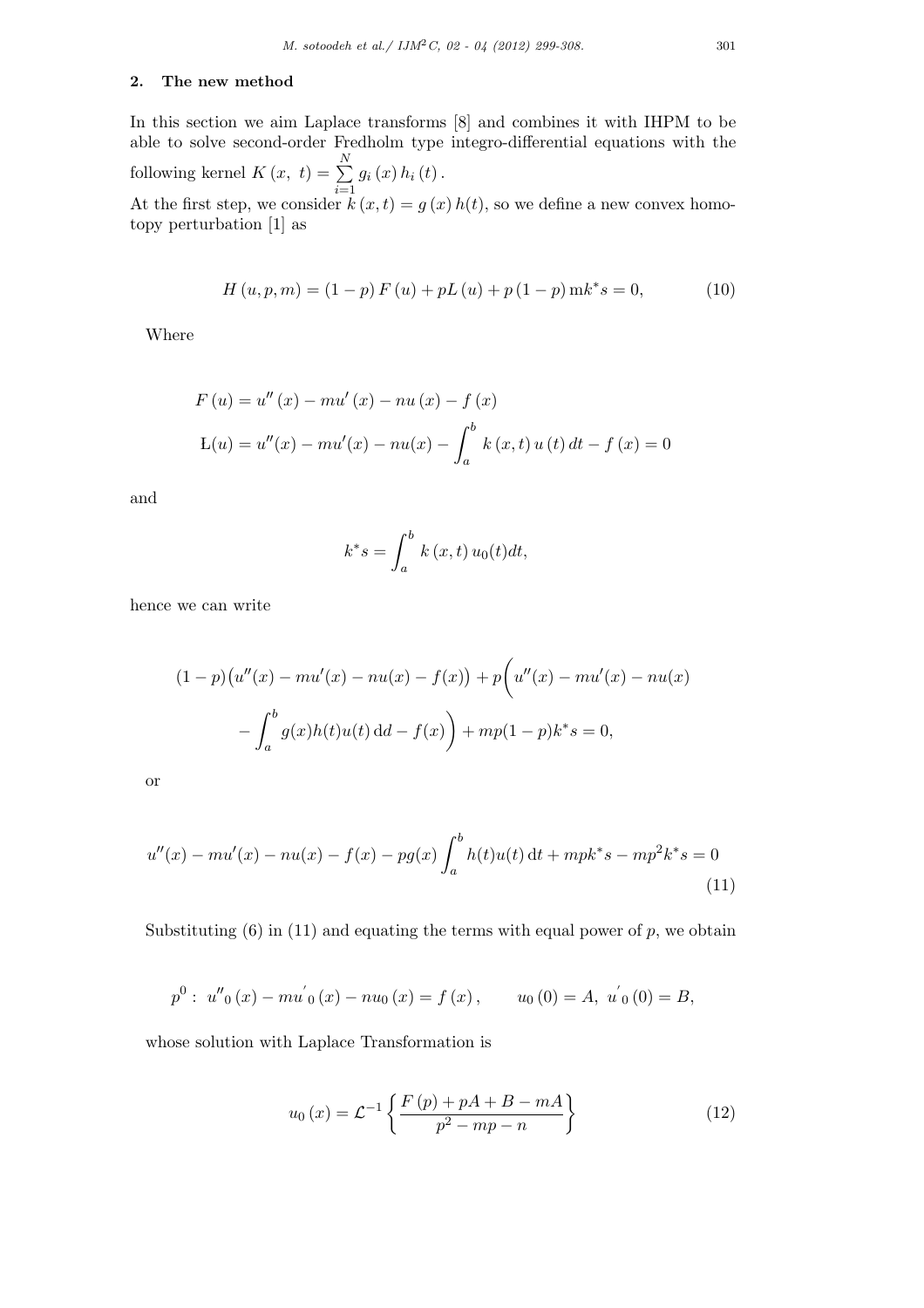## 2. The new method

In this section we aim Laplace transforms [8] and combines it with IHPM to be able to solve second-order Fredholm type integro-differential equations with the following kernel $K(x,\ t) = \sum_{i=1}^{N} g_i(x)\, h_i(t)$.

At the first step, we consider $k(x,t) = g(x)\,h(t)$, so we define a new convex homotopy perturbation [1] as

$$H(u,p,m) = (1-p)\,F(u) + pL(u) + p(1-p)\,\mathrm{m}k^{*}s = 0, \tag{10}$$

Where

$$F(u) = u''(x) - mu'(x) - nu(x) - f(x)$$

$$\mathrm{L}(u) = u''(x) - mu'(x) - nu(x) - \int_a^b k(x,t)\,u(t)\,dt - f(x) = 0$$

and

$$k^{*}s = \int_a^b k(x,t)\,u_0(t)dt,$$

hence we can write

$$(1-p)\big(u''(x) - mu'(x) - nu(x) - f(x)\big) + p\bigg(u''(x) - mu'(x) - nu(x) - \int_a^b g(x)h(t)u(t)\,\mathrm{d}d - f(x)\bigg) + mp(1-p)k^{*}s = 0,$$

or

$$u''(x) - mu'(x) - nu(x) - f(x) - pg(x)\int_a^b h(t)u(t)\,\mathrm{d}t + mpk^{*}s - mp^2k^{*}s = 0 \tag{11}$$

Substituting (6) in (11) and equating the terms with equal power of $p$, we obtain

$$p^0:\ u''_0(x) - mu'_0(x) - nu_0(x) = f(x), \qquad u_0(0) = A,\ u'_0(0) = B,$$

whose solution with Laplace Transformation is

$$u_0(x) = \mathcal{L}^{-1}\left\{\frac{F(p) + pA + B - mA}{p^2 - mp - n}\right\} \tag{12}$$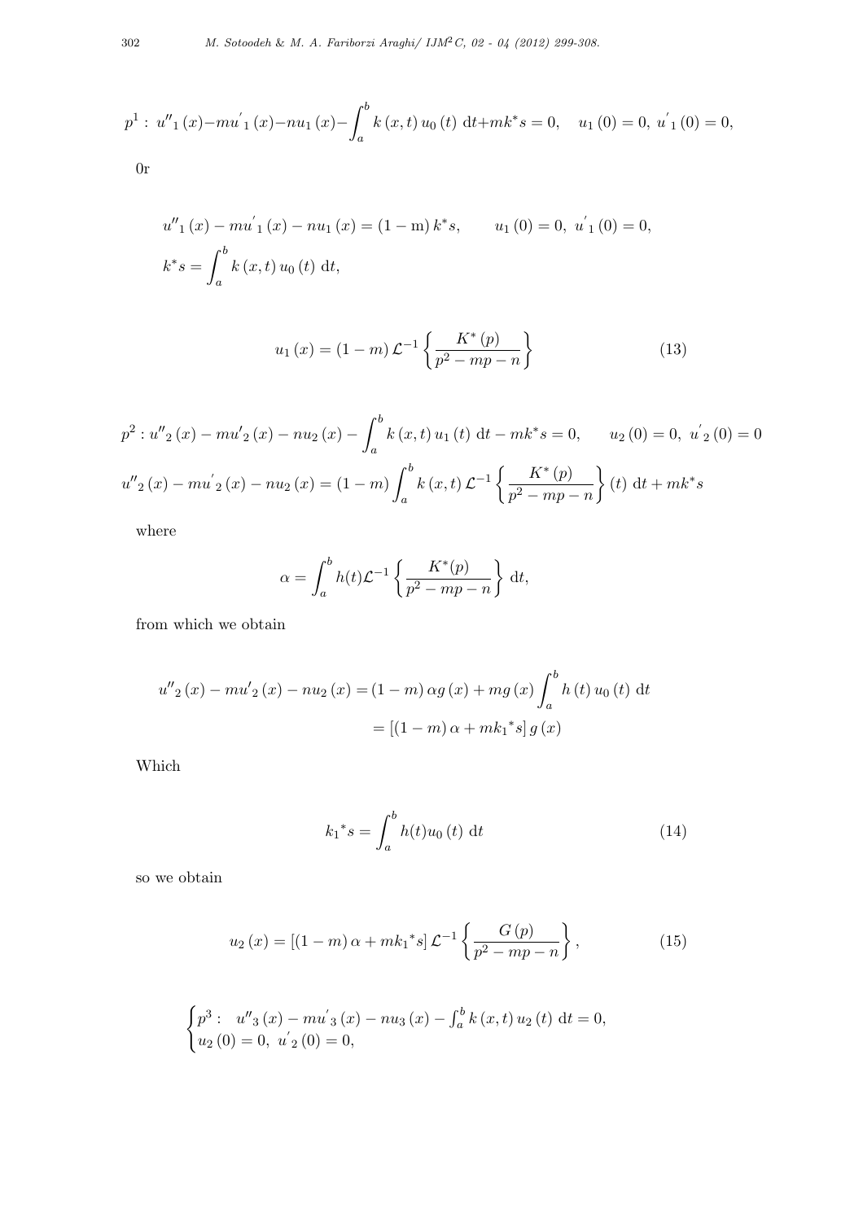$$p^1: \; u''_1(x) - mu'_1(x) - nu_1(x) - \int_a^b k(x,t)\, u_0(t)\, \mathrm{d}t + mk^*s = 0, \quad u_1(0) = 0, \; u'_1(0) = 0,$$

0r

$$u''_1(x) - mu'_1(x) - nu_1(x) = (1 - \mathrm{m})\, k^*s, \qquad u_1(0) = 0, \; u'_1(0) = 0,$$

$$k^*s = \int_a^b k(x,t)\, u_0(t)\, \mathrm{d}t,$$

$$u_1(x) = (1 - m)\, \mathcal{L}^{-1}\left\{\frac{K^*(p)}{p^2 - mp - n}\right\} \tag{13}$$

$$p^2: u''_2(x) - mu'_2(x) - nu_2(x) - \int_a^b k(x,t)\, u_1(t)\, \mathrm{d}t - mk^*s = 0, \qquad u_2(0) = 0, \; u'_2(0) = 0$$

$$u''_2(x) - mu'_2(x) - nu_2(x) = (1 - m)\int_a^b k(x,t)\, \mathcal{L}^{-1}\left\{\frac{K^*(p)}{p^2 - mp - n}\right\}(t)\, \mathrm{d}t + mk^*s$$

where

$$\alpha = \int_a^b h(t) \mathcal{L}^{-1}\left\{\frac{K^*(p)}{p^2 - mp - n}\right\} \mathrm{d}t,$$

from which we obtain

$$\begin{aligned} u''_2(x) - mu'_2(x) - nu_2(x) &= (1 - m)\, \alpha g(x) + mg(x) \int_a^b h(t)\, u_0(t)\, \mathrm{d}t \\ &= [(1 - m)\, \alpha + mk_1{}^*s]\, g(x) \end{aligned}$$

Which

$$k_1{}^*s = \int_a^b h(t) u_0(t)\, \mathrm{d}t \tag{14}$$

so we obtain

$$u_2(x) = [(1 - m)\, \alpha + mk_1{}^*s]\, \mathcal{L}^{-1}\left\{\frac{G(p)}{p^2 - mp - n}\right\}, \tag{15}$$

$$\begin{cases} p^3: \quad u''_3(x) - mu'_3(x) - nu_3(x) - \int_a^b k(x,t)\, u_2(t)\, \mathrm{d}t = 0, \\ u_2(0) = 0, \; u'_2(0) = 0, \end{cases}$$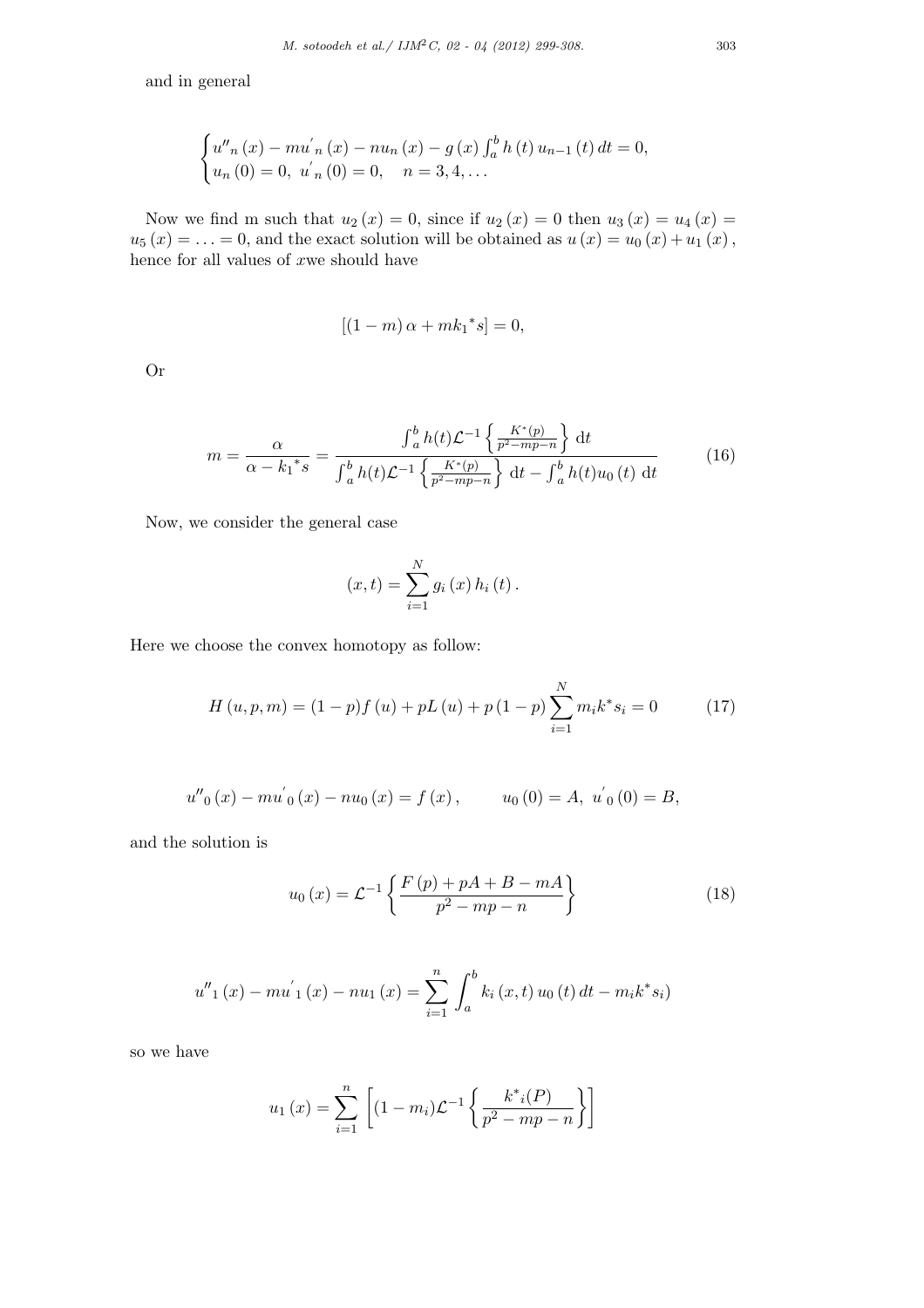and in general

$$\begin{cases} u''_n(x) - mu'_n(x) - nu_n(x) - g(x)\int_a^b h(t)\, u_{n-1}(t)\, dt = 0, \\ u_n(0) = 0,\ u'_n(0) = 0, \quad n = 3, 4, \ldots \end{cases}$$

Now we find m such that $u_2(x) = 0$, since if $u_2(x) = 0$ then $u_3(x) = u_4(x) = u_5(x) = \ldots = 0$, and the exact solution will be obtained as $u(x) = u_0(x) + u_1(x)$, hence for all values of $x$we should have

$$[(1-m)\alpha + mk_1{}^*s] = 0,$$

Or

$$m = \frac{\alpha}{\alpha - k_1{}^*s} = \frac{\int_a^b h(t)\mathcal{L}^{-1}\left\{\frac{K^*(p)}{p^2 - mp - n}\right\}\, \mathrm{d}t}{\int_a^b h(t)\mathcal{L}^{-1}\left\{\frac{K^*(p)}{p^2 - mp - n}\right\}\, \mathrm{d}t - \int_a^b h(t) u_0(t)\, \mathrm{d}t} \tag{16}$$

Now, we consider the general case

$$(x,t) = \sum_{i=1}^{N} g_i(x)\, h_i(t).$$

Here we choose the convex homotopy as follow:

$$H(u,p,m) = (1-p)f(u) + pL(u) + p(1-p)\sum_{i=1}^{N} m_i k^* s_i = 0 \tag{17}$$

$$u''_0(x) - mu'_0(x) - nu_0(x) = f(x), \qquad u_0(0) = A,\ u'_0(0) = B,$$

and the solution is

$$u_0(x) = \mathcal{L}^{-1}\left\{\frac{F(p) + pA + B - mA}{p^2 - mp - n}\right\} \tag{18}$$

$$u''_1(x) - mu'_1(x) - nu_1(x) = \sum_{i=1}^{n} \int_a^b k_i(x,t)\, u_0(t)\, dt - m_i k^* s_i)$$

so we have

$$u_1(x) = \sum_{i=1}^{n}\left[(1-m_i)\mathcal{L}^{-1}\left\{\frac{k^*{}_i(P)}{p^2 - mp - n}\right\}\right]$$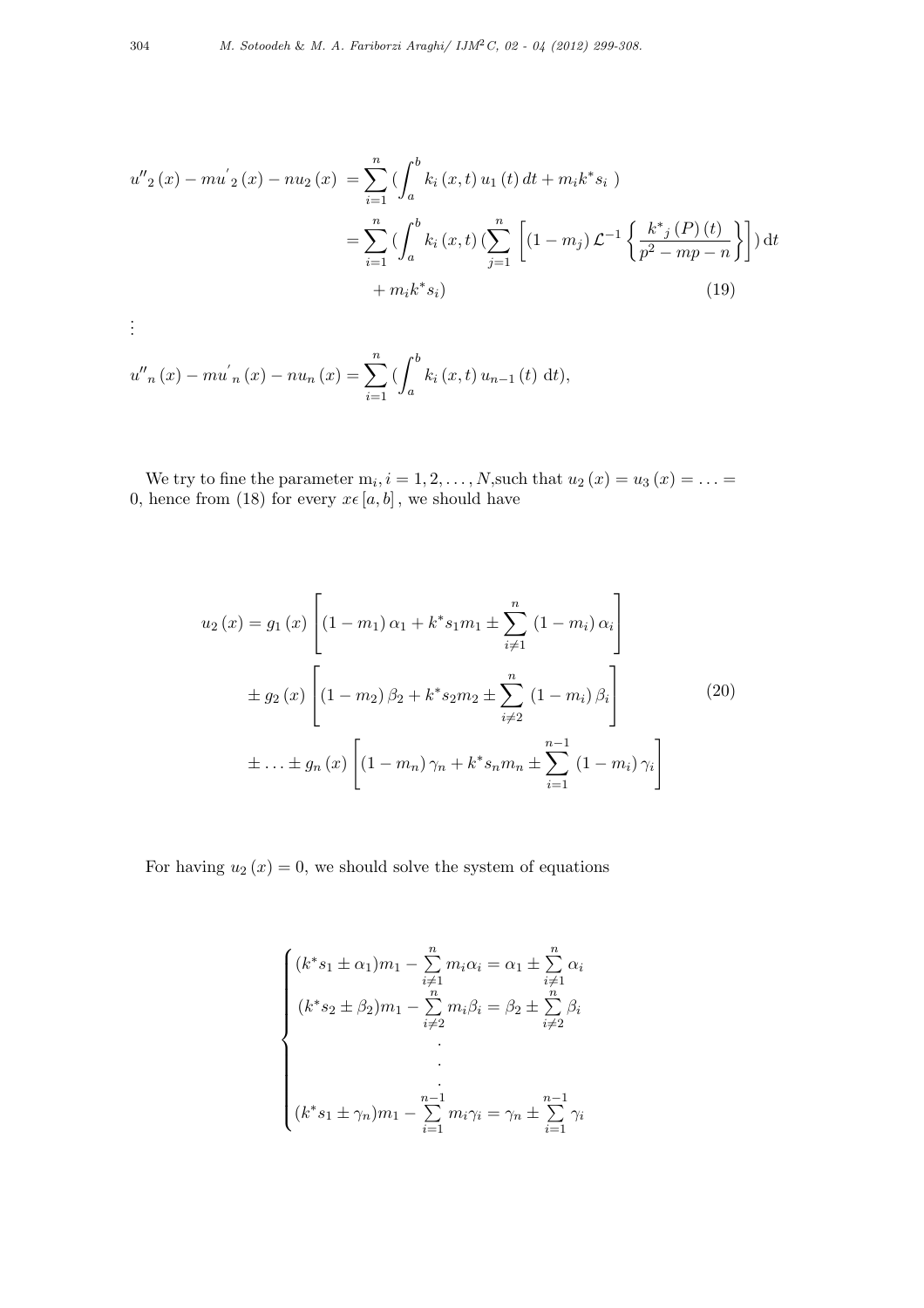$$
\begin{aligned}
u''_2(x) - mu'_2(x) - nu_2(x) &= \sum_{i=1}^{n} \left( \int_a^b k_i(x,t)\, u_1(t)\, dt + m_i k^* s_i \right) \\
&= \sum_{i=1}^{n} \left( \int_a^b k_i(x,t) \left( \sum_{j=1}^{n} \left[ (1-m_j)\, \mathcal{L}^{-1} \left\{ \frac{k^*_j(P)(t)}{p^2 - mp - n} \right\} \right] \right) \mathrm{d}t \right. \\
&\quad \left. + m_i k^* s_i \right) \qquad (19)
\end{aligned}
$$

$$\vdots$$

$$
u''_n(x) - mu'_n(x) - nu_n(x) = \sum_{i=1}^{n} \left( \int_a^b k_i(x,t)\, u_{n-1}(t)\, \mathrm{d}t \right),
$$

We try to fine the parameter $m_i, i = 1, 2, \ldots, N$,such that $u_2(x) = u_3(x) = \ldots = 0$, hence from (18) for every $x \epsilon [a, b]$, we should have

$$
\begin{aligned}
u_2(x) &= g_1(x) \left[ (1-m_1)\alpha_1 + k^* s_1 m_1 \pm \sum_{i \neq 1}^{n} (1-m_i)\alpha_i \right] \\
&\pm g_2(x) \left[ (1-m_2)\beta_2 + k^* s_2 m_2 \pm \sum_{i \neq 2}^{n} (1-m_i)\beta_i \right] \\
&\pm \ldots \pm g_n(x) \left[ (1-m_n)\gamma_n + k^* s_n m_n \pm \sum_{i=1}^{n-1} (1-m_i)\gamma_i \right]
\end{aligned} \qquad (20)
$$

For having $u_2(x) = 0$, we should solve the system of equations

$$
\begin{cases}
(k^* s_1 \pm \alpha_1) m_1 - \sum\limits_{i \neq 1}^{n} m_i \alpha_i = \alpha_1 \pm \sum\limits_{i \neq 1}^{n} \alpha_i \\
(k^* s_2 \pm \beta_2) m_1 - \sum\limits_{i \neq 2}^{n} m_i \beta_i = \beta_2 \pm \sum\limits_{i \neq 2}^{n} \beta_i \\
\quad \vdots \\
(k^* s_1 \pm \gamma_n) m_1 - \sum\limits_{i=1}^{n-1} m_i \gamma_i = \gamma_n \pm \sum\limits_{i=1}^{n-1} \gamma_i
\end{cases}
$$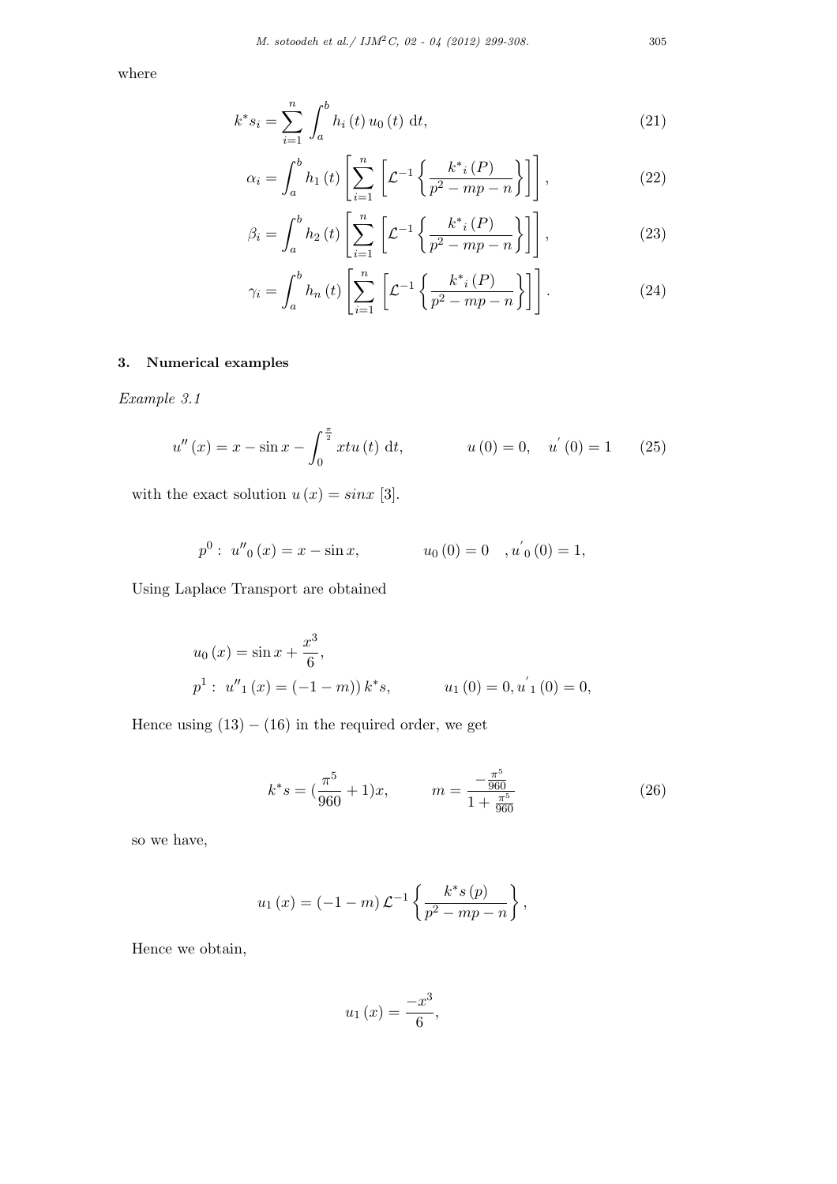where

$$k^{*}s_i = \sum_{i=1}^{n} \int_a^b h_i\,(t)\, u_0\,(t)\; \mathrm{d}t, \tag{21}$$

$$\alpha_i = \int_a^b h_1\,(t) \left[ \sum_{i=1}^{n} \left[ \mathcal{L}^{-1} \left\{ \frac{k^{*}{}_i\,(P)}{p^2 - mp - n} \right\} \right] \right], \tag{22}$$

$$\beta_i = \int_a^b h_2\,(t) \left[ \sum_{i=1}^{n} \left[ \mathcal{L}^{-1} \left\{ \frac{k^{*}{}_i\,(P)}{p^2 - mp - n} \right\} \right] \right], \tag{23}$$

$$\gamma_i = \int_a^b h_n\,(t) \left[ \sum_{i=1}^{n} \left[ \mathcal{L}^{-1} \left\{ \frac{k^{*}{}_i\,(P)}{p^2 - mp - n} \right\} \right] \right]. \tag{24}$$

## 3. Numerical examples

*Example 3.1*

$$u''\,(x) = x - \sin x - \int_0^{\frac{\pi}{2}} xtu\,(t)\; \mathrm{d}t, \qquad u\,(0) = 0, \quad u'\,(0) = 1 \tag{25}$$

with the exact solution $u\,(x) = sinx$ [3].

$$p^0 : \; u''{}_0\,(x) = x - \sin x, \qquad u_0\,(0) = 0 \quad , u'{}_0\,(0) = 1,$$

Using Laplace Transport are obtained

$$u_0\,(x) = \sin x + \frac{x^3}{6},$$

$$p^1 : \; u''{}_1\,(x) = (-1 - m))\, k^{*}s, \qquad u_1\,(0) = 0, u'{}_1\,(0) = 0,$$

Hence using $(13) - (16)$ in the required order, we get

$$k^{*}s = (\frac{\pi^5}{960} + 1)x, \qquad m = \frac{-\frac{\pi^5}{960}}{1 + \frac{\pi^5}{960}} \tag{26}$$

so we have,

$$u_1\,(x) = (-1 - m)\, \mathcal{L}^{-1} \left\{ \frac{k^{*}s\,(p)}{p^2 - mp - n} \right\},$$

Hence we obtain,

$$u_1\,(x) = \frac{-x^3}{6},$$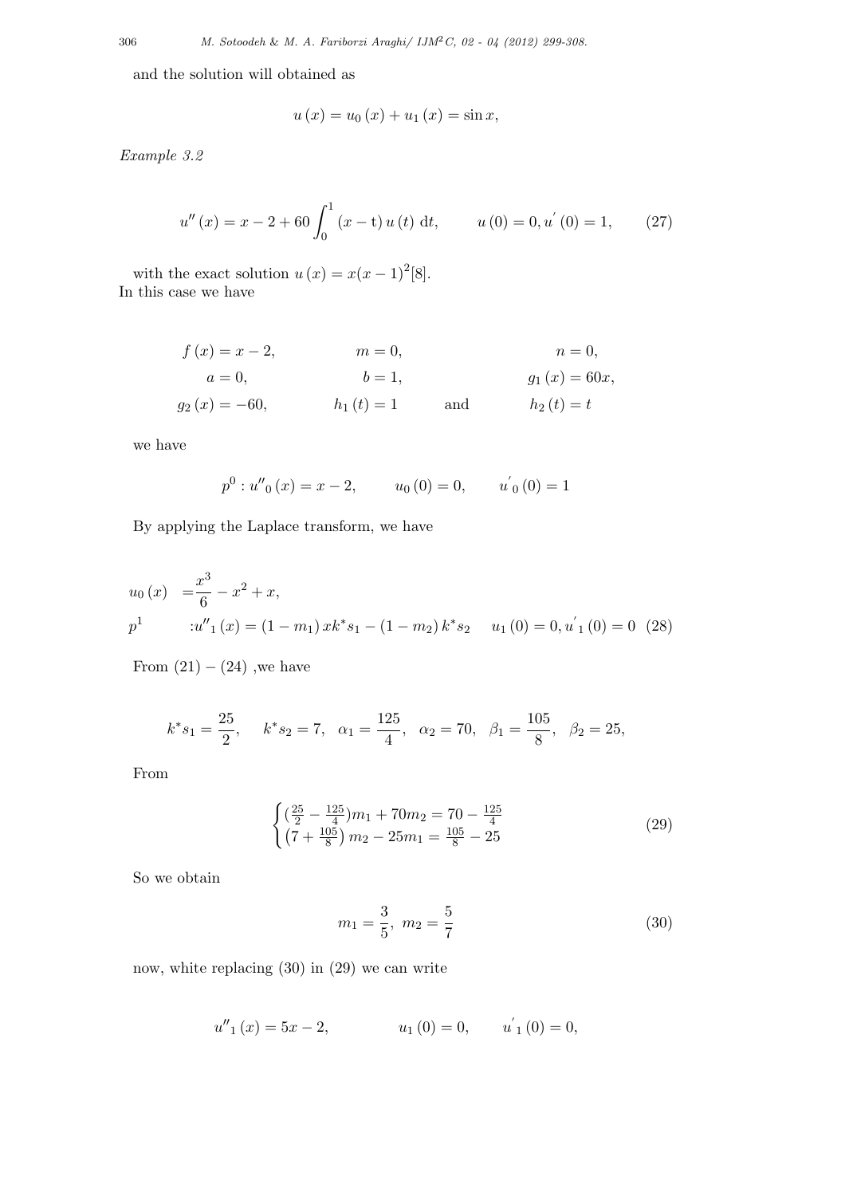and the solution will obtained as

$$u(x) = u_0(x) + u_1(x) = \sin x,$$

*Example 3.2*

$$u''(x) = x - 2 + 60\int_0^1 (x - \mathrm{t})\, u(t)\ \mathrm{d}t, \qquad u(0) = 0, u'(0) = 1, \tag{27}$$

with the exact solution $u(x) = x(x-1)^2$[8].
In this case we have

$$\begin{array}{ccc} f(x) = x - 2, & m = 0, & n = 0, \\ a = 0, & b = 1, & g_1(x) = 60x, \\ g_2(x) = -60, & h_1(t) = 1 \quad \text{and} & h_2(t) = t \end{array}$$

we have

$$p^0 : u''_0(x) = x - 2, \qquad u_0(0) = 0, \qquad u'_0(0) = 1$$

By applying the Laplace transform, we have

$$\begin{aligned} u_0(x) &= \frac{x^3}{6} - x^2 + x, \\ p^1 &: u''_1(x) = (1 - m_1)\, x k^* s_1 - (1 - m_2)\, k^* s_2 \qquad u_1(0) = 0, u'_1(0) = 0 \end{aligned} \tag{28}$$

From $(21) - (24)$ ,we have

$$k^* s_1 = \frac{25}{2}, \quad k^* s_2 = 7, \quad \alpha_1 = \frac{125}{4}, \quad \alpha_2 = 70, \quad \beta_1 = \frac{105}{8}, \quad \beta_2 = 25,$$

From

$$\begin{cases} (\frac{25}{2} - \frac{125}{4})m_1 + 70m_2 = 70 - \frac{125}{4} \\ \left(7 + \frac{105}{8}\right) m_2 - 25m_1 = \frac{105}{8} - 25 \end{cases} \tag{29}$$

So we obtain

$$m_1 = \frac{3}{5}, \; m_2 = \frac{5}{7} \tag{30}$$

now, white replacing (30) in (29) we can write

$$u''_1(x) = 5x - 2, \qquad u_1(0) = 0, \qquad u'_1(0) = 0,$$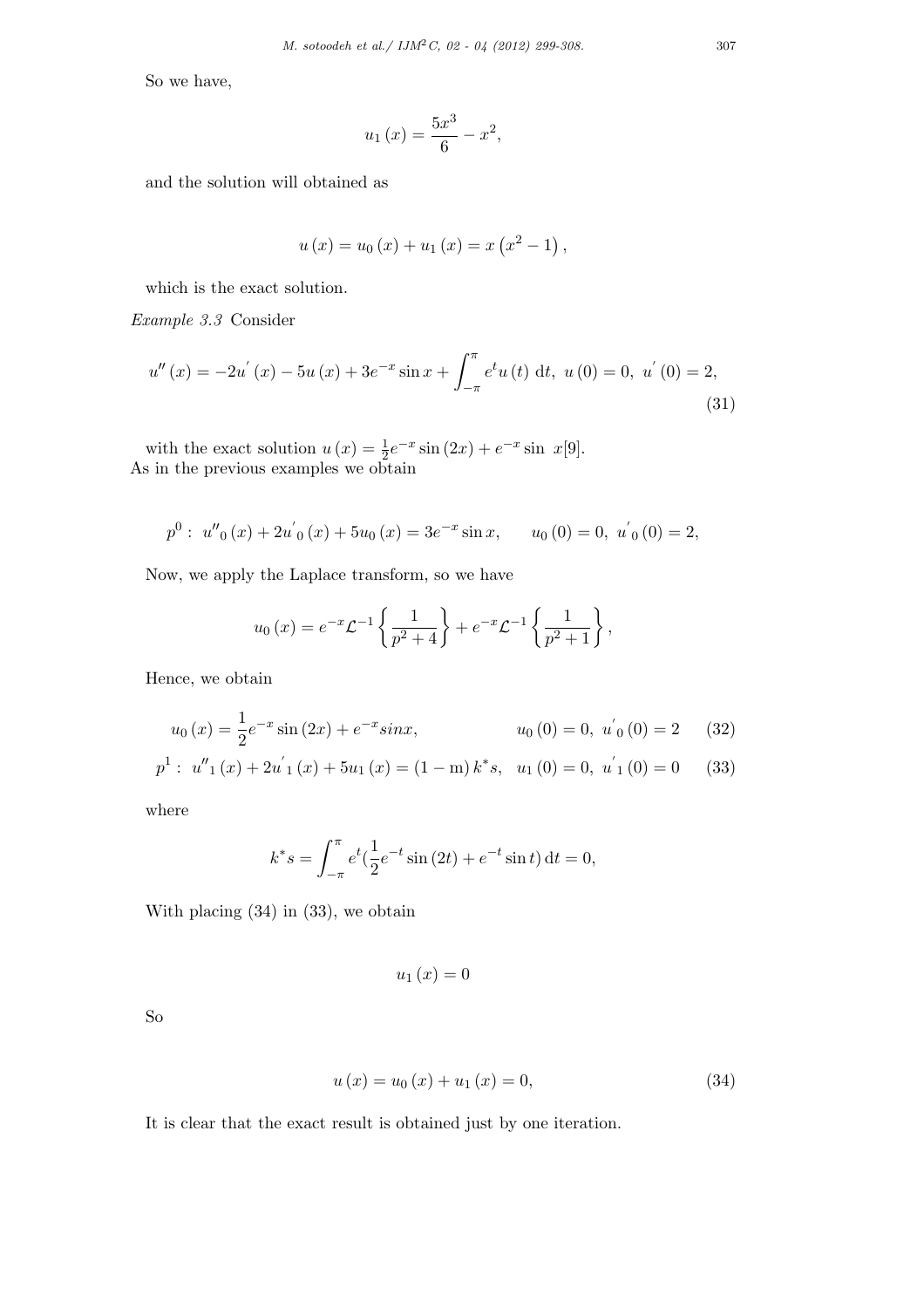So we have,

$$u_1(x) = \frac{5x^3}{6} - x^2,$$

and the solution will obtained as

$$u(x) = u_0(x) + u_1(x) = x\left(x^2 - 1\right),$$

which is the exact solution.

*Example 3.3* Consider

$$u''(x) = -2u^{'}(x) - 5u(x) + 3e^{-x}\sin x + \int_{-\pi}^{\pi} e^t u(t)\ \mathrm{d}t,\ \ u(0) = 0,\ u^{'}(0) = 2, \tag{31}$$

with the exact solution $u(x) = \frac{1}{2}e^{-x}\sin(2x) + e^{-x}\sin\ x$[9].
As in the previous examples we obtain

$$p^0:\ u''_0(x) + 2u^{'}_0(x) + 5u_0(x) = 3e^{-x}\sin x, \qquad u_0(0) = 0,\ u^{'}_0(0) = 2,$$

Now, we apply the Laplace transform, so we have

$$u_0(x) = e^{-x}\mathcal{L}^{-1}\left\{\frac{1}{p^2+4}\right\} + e^{-x}\mathcal{L}^{-1}\left\{\frac{1}{p^2+1}\right\},$$

Hence, we obtain

$$u_0(x) = \frac{1}{2}e^{-x}\sin(2x) + e^{-x}sinx, \qquad u_0(0) = 0,\ u^{'}_0(0) = 2 \tag{32}$$

$$p^1:\ u''_1(x) + 2u^{'}_1(x) + 5u_1(x) = (1-\mathrm{m})\,k^*s,\ \ u_1(0) = 0,\ u^{'}_1(0) = 0 \tag{33}$$

where

$$k^*s = \int_{-\pi}^{\pi} e^t\left(\frac{1}{2}e^{-t}\sin(2t) + e^{-t}\sin t\right)\mathrm{d}t = 0,$$

With placing (34) in (33), we obtain

$$u_1(x) = 0$$

So

$$u(x) = u_0(x) + u_1(x) = 0, \tag{34}$$

It is clear that the exact result is obtained just by one iteration.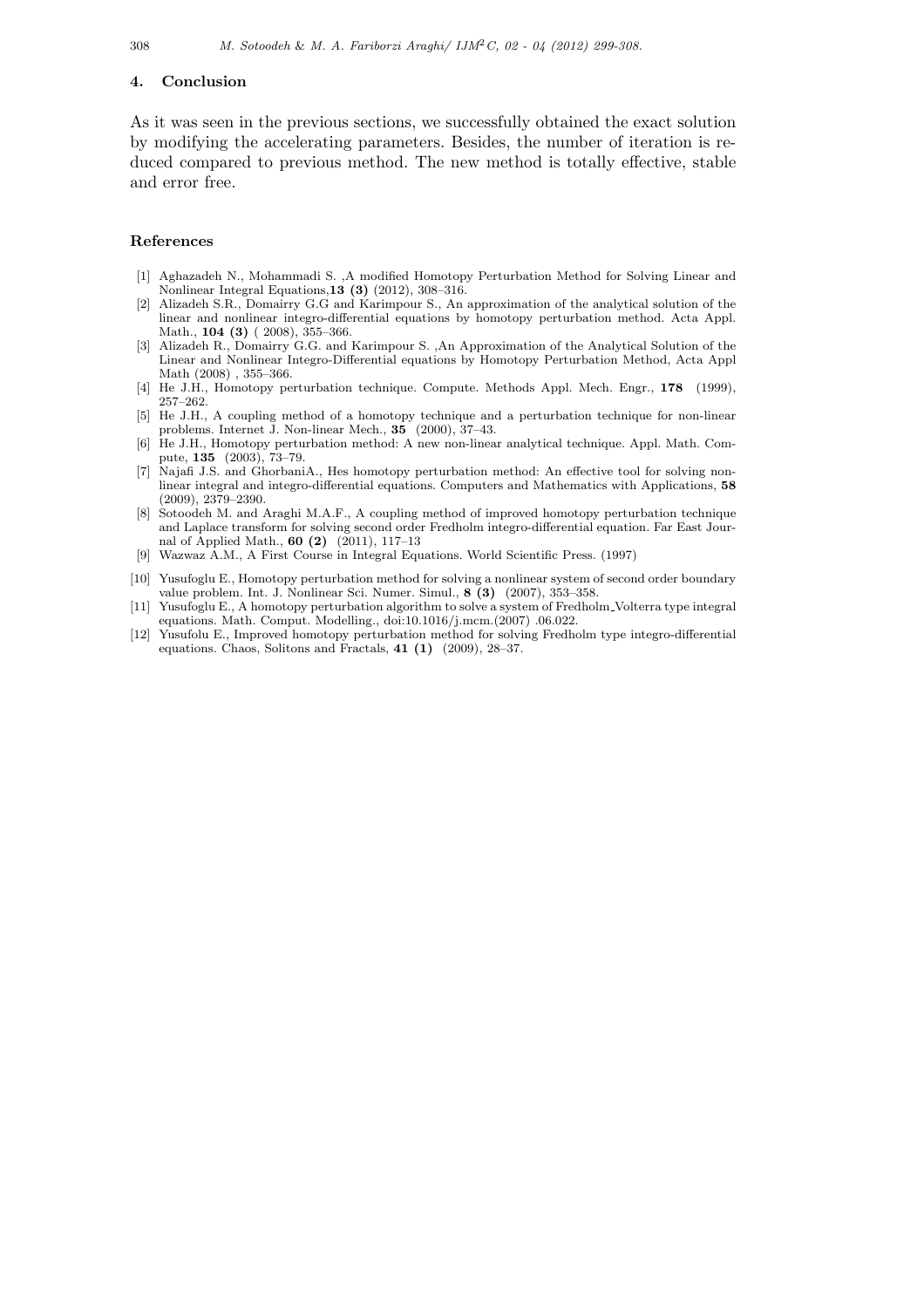## 4. Conclusion

As it was seen in the previous sections, we successfully obtained the exact solution by modifying the accelerating parameters. Besides, the number of iteration is reduced compared to previous method. The new method is totally effective, stable and error free.

## References

[1] Aghazadeh N., Mohammadi S. ,A modified Homotopy Perturbation Method for Solving Linear and Nonlinear Integral Equations,**13 (3)** (2012), 308–316.

[2] Alizadeh S.R., Domairry G.G and Karimpour S., An approximation of the analytical solution of the linear and nonlinear integro-differential equations by homotopy perturbation method. Acta Appl. Math., **104 (3)** ( 2008), 355–366.

[3] Alizadeh R., Domairry G.G. and Karimpour S. ,An Approximation of the Analytical Solution of the Linear and Nonlinear Integro-Differential equations by Homotopy Perturbation Method, Acta Appl Math (2008) , 355–366.

[4] He J.H., Homotopy perturbation technique. Compute. Methods Appl. Mech. Engr., **178** (1999), 257–262.

[5] He J.H., A coupling method of a homotopy technique and a perturbation technique for non-linear problems. Internet J. Non-linear Mech., **35** (2000), 37–43.

[6] He J.H., Homotopy perturbation method: A new non-linear analytical technique. Appl. Math. Compute, **135** (2003), 73–79.

[7] Najafi J.S. and GhorbaniA., Hes homotopy perturbation method: An effective tool for solving nonlinear integral and integro-differential equations. Computers and Mathematics with Applications, **58** (2009), 2379–2390.

[8] Sotoodeh M. and Araghi M.A.F., A coupling method of improved homotopy perturbation technique and Laplace transform for solving second order Fredholm integro-differential equation. Far East Journal of Applied Math., **60 (2)** (2011), 117–13

[9] Wazwaz A.M., A First Course in Integral Equations. World Scientific Press. (1997)

[10] Yusufoglu E., Homotopy perturbation method for solving a nonlinear system of second order boundary value problem. Int. J. Nonlinear Sci. Numer. Simul., **8 (3)** (2007), 353–358.

[11] Yusufoglu E., A homotopy perturbation algorithm to solve a system of Fredholm_Volterra type integral equations. Math. Comput. Modelling., doi:10.1016/j.mcm.(2007) .06.022.

[12] Yusufolu E., Improved homotopy perturbation method for solving Fredholm type integro-differential equations. Chaos, Solitons and Fractals, **41 (1)** (2009), 28–37.